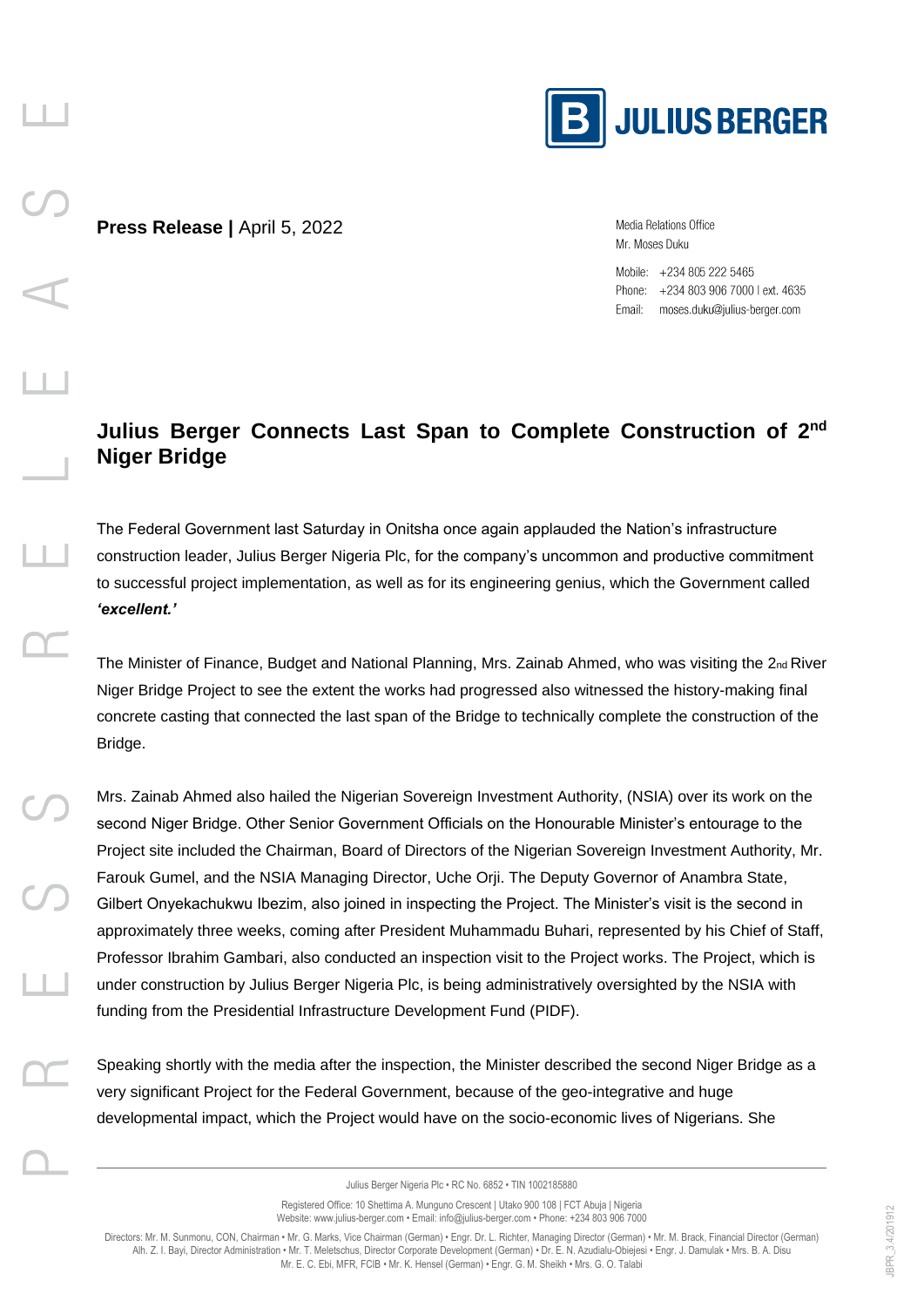**Press Release |** April 5, 2022

Media Relations Office
Mr. Moses Duku

Mobile: +234 805 222 5465
Phone: +234 803 906 7000 I ext. 4635
Email: moses.duku@julius-berger.com

# Julius Berger Connects Last Span to Complete Construction of 2nd Niger Bridge

The Federal Government last Saturday in Onitsha once again applauded the Nation's infrastructure construction leader, Julius Berger Nigeria Plc, for the company's uncommon and productive commitment to successful project implementation, as well as for its engineering genius, which the Government called ***'excellent.'***

The Minister of Finance, Budget and National Planning, Mrs. Zainab Ahmed, who was visiting the 2nd River Niger Bridge Project to see the extent the works had progressed also witnessed the history-making final concrete casting that connected the last span of the Bridge to technically complete the construction of the Bridge.

Mrs. Zainab Ahmed also hailed the Nigerian Sovereign Investment Authority, (NSIA) over its work on the second Niger Bridge. Other Senior Government Officials on the Honourable Minister's entourage to the Project site included the Chairman, Board of Directors of the Nigerian Sovereign Investment Authority, Mr. Farouk Gumel, and the NSIA Managing Director, Uche Orji. The Deputy Governor of Anambra State, Gilbert Onyekachukwu Ibezim, also joined in inspecting the Project. The Minister's visit is the second in approximately three weeks, coming after President Muhammadu Buhari, represented by his Chief of Staff, Professor Ibrahim Gambari, also conducted an inspection visit to the Project works. The Project, which is under construction by Julius Berger Nigeria Plc, is being administratively oversighted by the NSIA with funding from the Presidential Infrastructure Development Fund (PIDF).

Speaking shortly with the media after the inspection, the Minister described the second Niger Bridge as a very significant Project for the Federal Government, because of the geo-integrative and huge developmental impact, which the Project would have on the socio-economic lives of Nigerians. She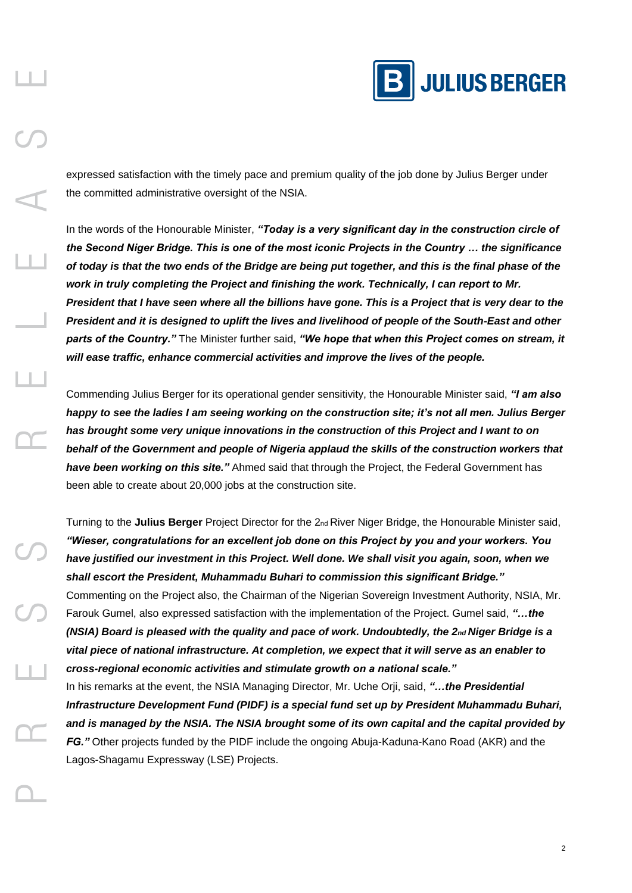expressed satisfaction with the timely pace and premium quality of the job done by Julius Berger under the committed administrative oversight of the NSIA.

In the words of the Honourable Minister, ***"Today is a very significant day in the construction circle of the Second Niger Bridge. This is one of the most iconic Projects in the Country … the significance of today is that the two ends of the Bridge are being put together, and this is the final phase of the work in truly completing the Project and finishing the work. Technically, I can report to Mr. President that I have seen where all the billions have gone. This is a Project that is very dear to the President and it is designed to uplift the lives and livelihood of people of the South-East and other parts of the Country."*** The Minister further said, ***"We hope that when this Project comes on stream, it will ease traffic, enhance commercial activities and improve the lives of the people.***

Commending Julius Berger for its operational gender sensitivity, the Honourable Minister said, ***"I am also happy to see the ladies I am seeing working on the construction site; it's not all men. Julius Berger has brought some very unique innovations in the construction of this Project and I want to on behalf of the Government and people of Nigeria applaud the skills of the construction workers that have been working on this site."*** Ahmed said that through the Project, the Federal Government has been able to create about 20,000 jobs at the construction site.

Turning to the **Julius Berger** Project Director for the 2nd River Niger Bridge, the Honourable Minister said, ***"Wieser, congratulations for an excellent job done on this Project by you and your workers. You have justified our investment in this Project. Well done. We shall visit you again, soon, when we shall escort the President, Muhammadu Buhari to commission this significant Bridge."***
Commenting on the Project also, the Chairman of the Nigerian Sovereign Investment Authority, NSIA, Mr. Farouk Gumel, also expressed satisfaction with the implementation of the Project. Gumel said, ***"…the (NSIA) Board is pleased with the quality and pace of work. Undoubtedly, the 2nd Niger Bridge is a vital piece of national infrastructure. At completion, we expect that it will serve as an enabler to cross-regional economic activities and stimulate growth on a national scale."***
In his remarks at the event, the NSIA Managing Director, Mr. Uche Orji, said, ***"…the Presidential Infrastructure Development Fund (PIDF) is a special fund set up by President Muhammadu Buhari, and is managed by the NSIA. The NSIA brought some of its own capital and the capital provided by FG."*** Other projects funded by the PIDF include the ongoing Abuja-Kaduna-Kano Road (AKR) and the Lagos-Shagamu Expressway (LSE) Projects.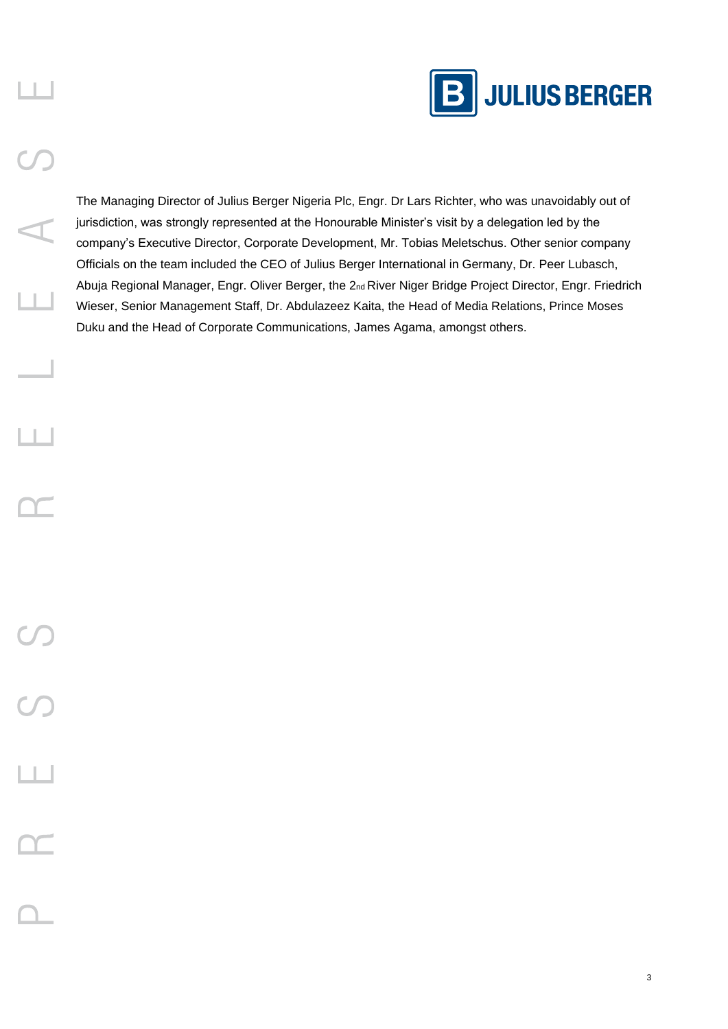The Managing Director of Julius Berger Nigeria Plc, Engr. Dr Lars Richter, who was unavoidably out of jurisdiction, was strongly represented at the Honourable Minister's visit by a delegation led by the company's Executive Director, Corporate Development, Mr. Tobias Meletschus. Other senior company Officials on the team included the CEO of Julius Berger International in Germany, Dr. Peer Lubasch, Abuja Regional Manager, Engr. Oliver Berger, the 2nd River Niger Bridge Project Director, Engr. Friedrich Wieser, Senior Management Staff, Dr. Abdulazeez Kaita, the Head of Media Relations, Prince Moses Duku and the Head of Corporate Communications, James Agama, amongst others.